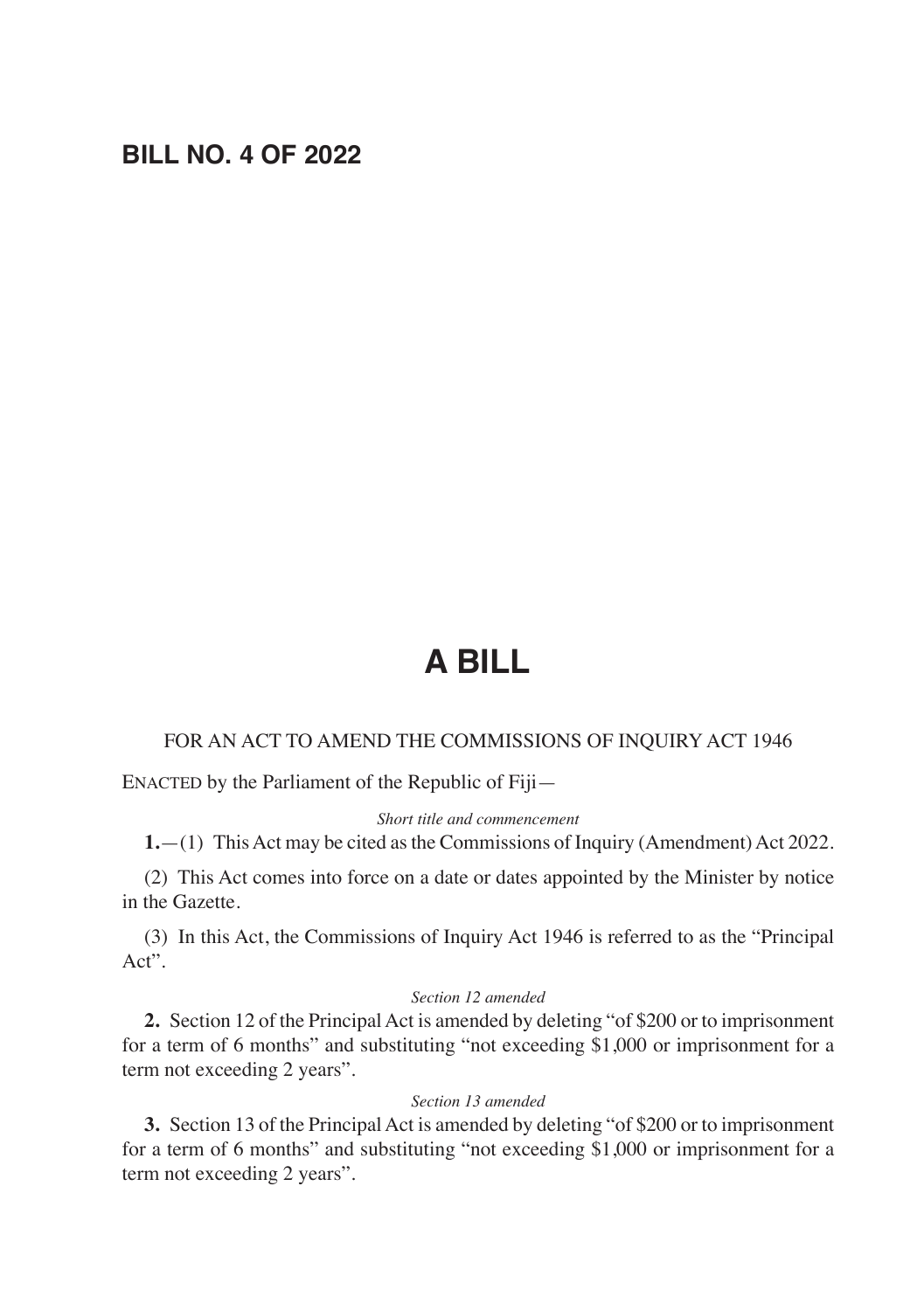**BILL NO. 4 OF 2022**

# A BILL

FOR AN ACT TO AMEND THE COMMISSIONS OF INQUIRY ACT 1946

ENACTED by the Parliament of the Republic of Fiji—

*Short title and commencement*

**1.**—(1) This Act may be cited as the Commissions of Inquiry (Amendment) Act 2022.

(2) This Act comes into force on a date or dates appointed by the Minister by notice in the Gazette.

(3) In this Act, the Commissions of Inquiry Act 1946 is referred to as the "Principal Act".

*Section 12 amended*

**2.** Section 12 of the Principal Act is amended by deleting "of $200 or to imprisonment for a term of 6 months" and substituting "not exceeding $1,000 or imprisonment for a term not exceeding 2 years".

*Section 13 amended*

**3.** Section 13 of the Principal Act is amended by deleting "of $200 or to imprisonment for a term of 6 months" and substituting "not exceeding $1,000 or imprisonment for a term not exceeding 2 years".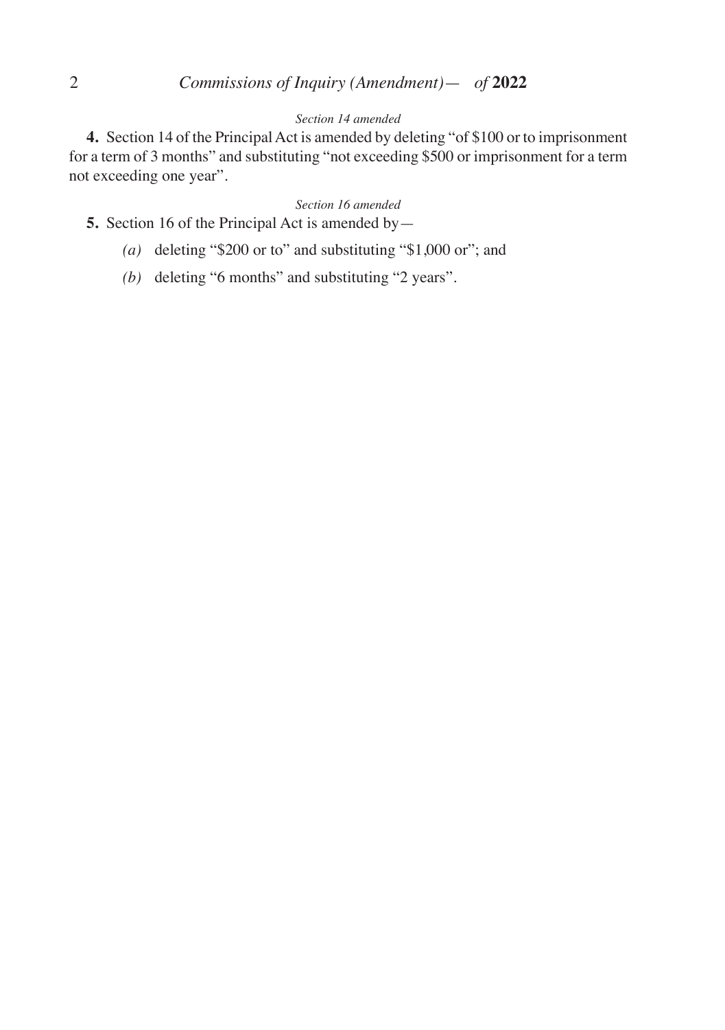*Section 14 amended*

**4.** Section 14 of the Principal Act is amended by deleting "of $100 or to imprisonment for a term of 3 months" and substituting "not exceeding $500 or imprisonment for a term not exceeding one year".

*Section 16 amended*

**5.** Section 16 of the Principal Act is amended by—

*(a)* deleting "$200 or to" and substituting "$1,000 or"; and

*(b)* deleting "6 months" and substituting "2 years".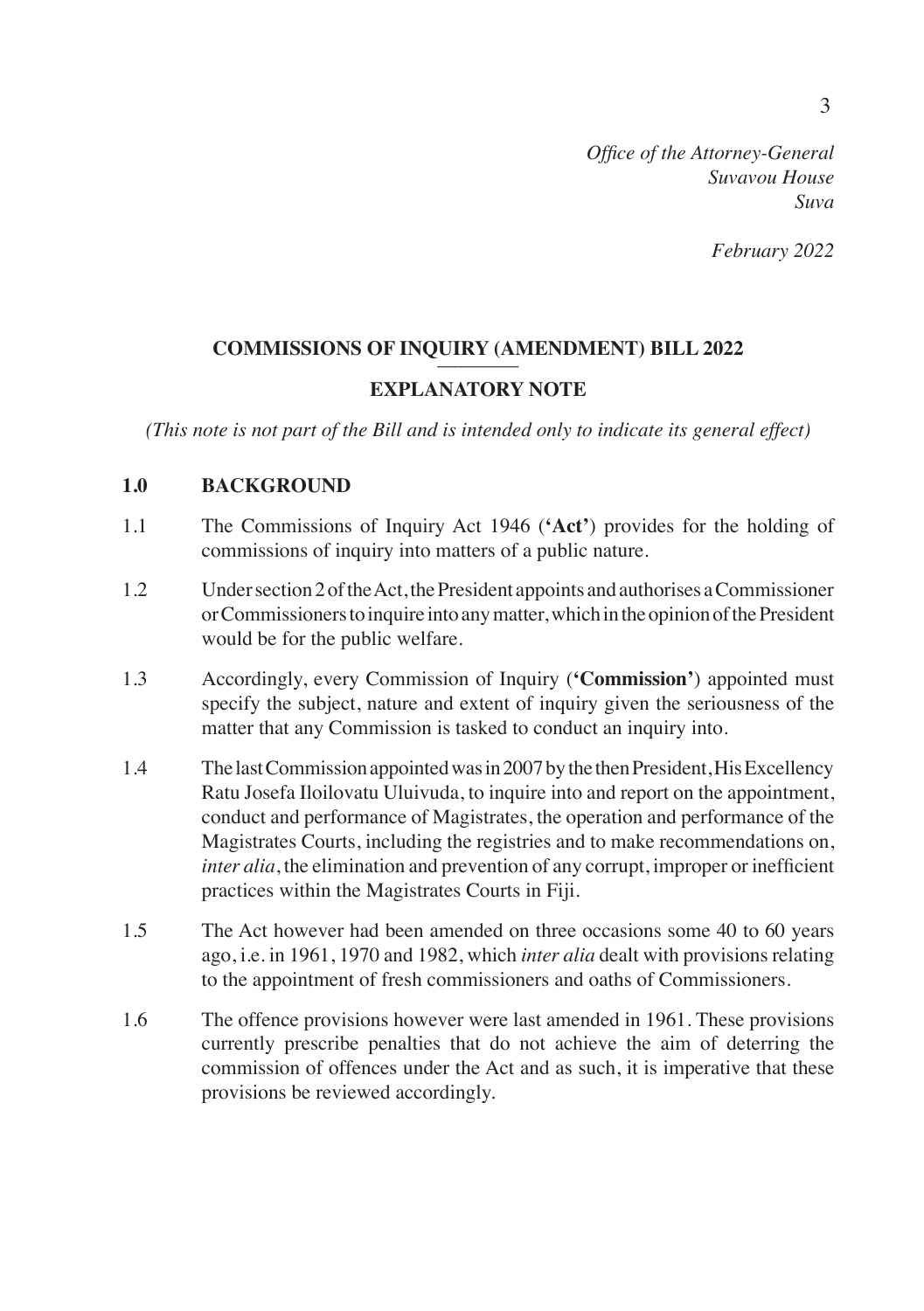*Office of the Attorney-General*
*Suvavou House*
*Suva*

*February 2022*

## COMMISSIONS OF INQUIRY (AMENDMENT) BILL 2022

## EXPLANATORY NOTE

*(This note is not part of the Bill and is intended only to indicate its general effect)*

### 1.0 BACKGROUND

1.1 The Commissions of Inquiry Act 1946 (**'Act'**) provides for the holding of commissions of inquiry into matters of a public nature.

1.2 Under section 2 of the Act, the President appoints and authorises a Commissioner or Commissioners to inquire into any matter, which in the opinion of the President would be for the public welfare.

1.3 Accordingly, every Commission of Inquiry (**'Commission'**) appointed must specify the subject, nature and extent of inquiry given the seriousness of the matter that any Commission is tasked to conduct an inquiry into.

1.4 The last Commission appointed was in 2007 by the then President, His Excellency Ratu Josefa Iloilovatu Uluivuda, to inquire into and report on the appointment, conduct and performance of Magistrates, the operation and performance of the Magistrates Courts, including the registries and to make recommendations on, *inter alia*, the elimination and prevention of any corrupt, improper or inefficient practices within the Magistrates Courts in Fiji.

1.5 The Act however had been amended on three occasions some 40 to 60 years ago, i.e. in 1961, 1970 and 1982, which *inter alia* dealt with provisions relating to the appointment of fresh commissioners and oaths of Commissioners.

1.6 The offence provisions however were last amended in 1961. These provisions currently prescribe penalties that do not achieve the aim of deterring the commission of offences under the Act and as such, it is imperative that these provisions be reviewed accordingly.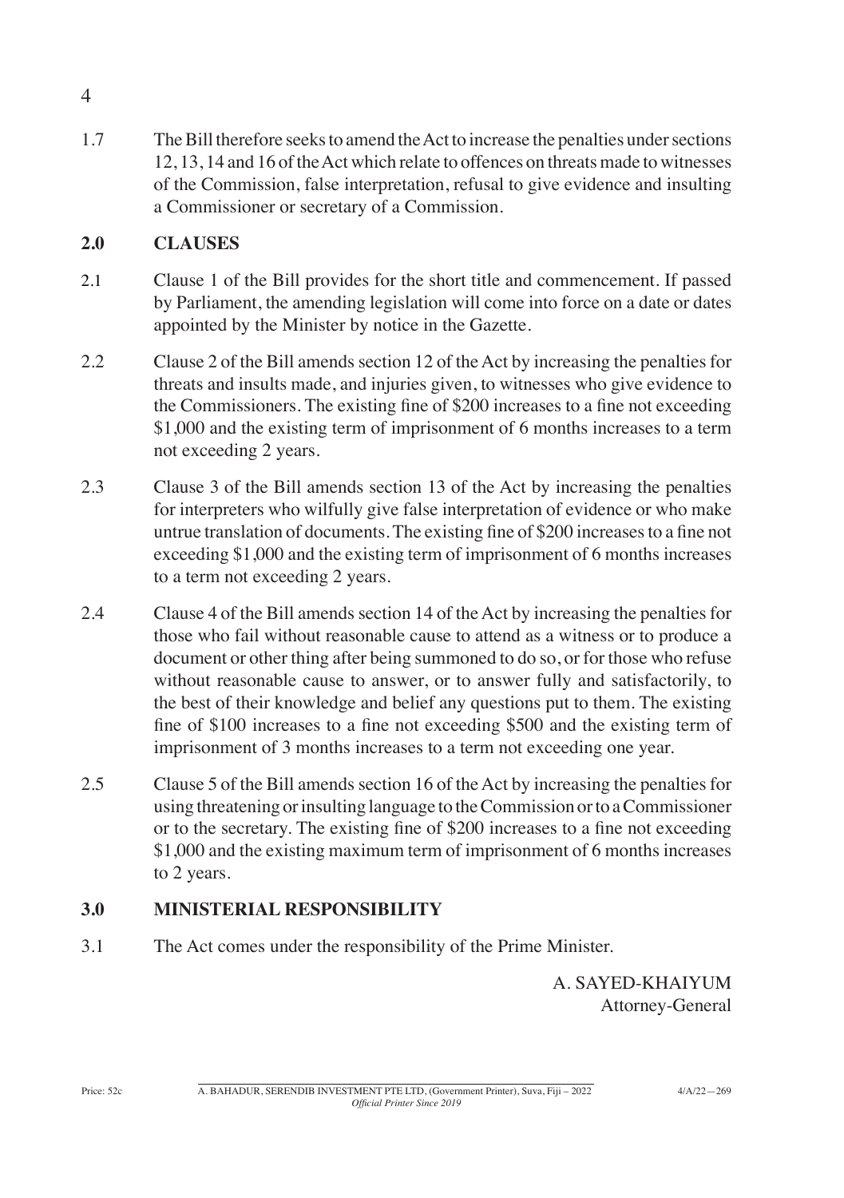1.7 The Bill therefore seeks to amend the Act to increase the penalties under sections 12, 13, 14 and 16 of the Act which relate to offences on threats made to witnesses of the Commission, false interpretation, refusal to give evidence and insulting a Commissioner or secretary of a Commission.

## 2.0 CLAUSES

2.1 Clause 1 of the Bill provides for the short title and commencement. If passed by Parliament, the amending legislation will come into force on a date or dates appointed by the Minister by notice in the Gazette.

2.2 Clause 2 of the Bill amends section 12 of the Act by increasing the penalties for threats and insults made, and injuries given, to witnesses who give evidence to the Commissioners. The existing fine of $200 increases to a fine not exceeding $1,000 and the existing term of imprisonment of 6 months increases to a term not exceeding 2 years.

2.3 Clause 3 of the Bill amends section 13 of the Act by increasing the penalties for interpreters who wilfully give false interpretation of evidence or who make untrue translation of documents. The existing fine of $200 increases to a fine not exceeding $1,000 and the existing term of imprisonment of 6 months increases to a term not exceeding 2 years.

2.4 Clause 4 of the Bill amends section 14 of the Act by increasing the penalties for those who fail without reasonable cause to attend as a witness or to produce a document or other thing after being summoned to do so, or for those who refuse without reasonable cause to answer, or to answer fully and satisfactorily, to the best of their knowledge and belief any questions put to them. The existing fine of $100 increases to a fine not exceeding $500 and the existing term of imprisonment of 3 months increases to a term not exceeding one year.

2.5 Clause 5 of the Bill amends section 16 of the Act by increasing the penalties for using threatening or insulting language to the Commission or to a Commissioner or to the secretary. The existing fine of $200 increases to a fine not exceeding $1,000 and the existing maximum term of imprisonment of 6 months increases to 2 years.

## 3.0 MINISTERIAL RESPONSIBILITY

3.1 The Act comes under the responsibility of the Prime Minister.

A. SAYED-KHAIYUM
Attorney-General

Price: 52c

A. BAHADUR, SERENDIB INVESTMENT PTE LTD, (Government Printer), Suva, Fiji – 2022
*Official Printer Since 2019*

4/A/22—269